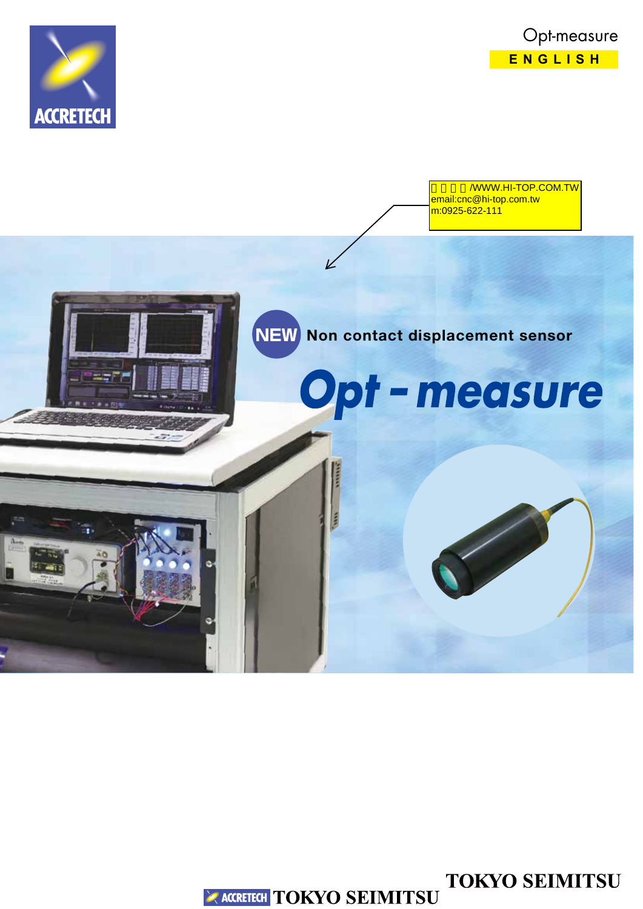Opt-measure

ENGLISH

□□□□/WWW.HI-TOP.COM.TW
email:cnc@hi-top.com.tw
m:0925-622-111

NEW Non contact displacement sensor

# Opt - measure

ACCRETECH TOKYO SEIMITSU

TOKYO SEIMITSU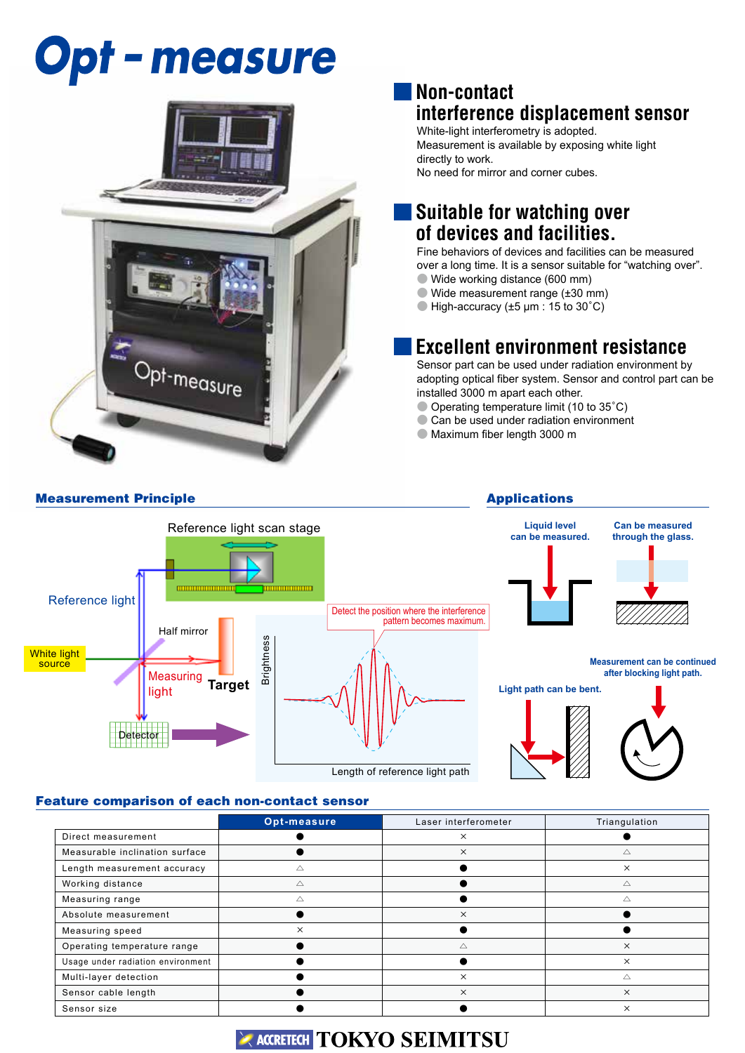# Opt - measure

## Non-contact interference displacement sensor

White-light interferometry is adopted.
Measurement is available by exposing white light directly to work.
No need for mirror and corner cubes.

## Suitable for watching over of devices and facilities.

Fine behaviors of devices and facilities can be measured over a long time. It is a sensor suitable for "watching over".

- Wide working distance (600 mm)
- Wide measurement range (±30 mm)
- High-accuracy (±5 μm : 15 to 30˚C)

## Excellent environment resistance

Sensor part can be used under radiation environment by adopting optical fiber system. Sensor and control part can be installed 3000 m apart each other.

- Operating temperature limit (10 to 35˚C)
- Can be used under radiation environment
- Maximum fiber length 3000 m

### Measurement Principle

Reference light scan stage

Reference light

Half mirror

White light source

Measuring light

Target

Detector

Detect the position where the interference pattern becomes maximum.

Brightness

Length of reference light path

### Applications

Liquid level can be measured.

Can be measured through the glass.

Measurement can be continued after blocking light path.

Light path can be bent.

### Feature comparison of each non-contact sensor

| | Opt-measure | Laser interferometer | Triangulation |
|---|---|---|---|
| Direct measurement | ● | × | ● |
| Measurable inclination surface | ● | × | △ |
| Length measurement accuracy | △ | ● | × |
| Working distance | △ | ● | △ |
| Measuring range | △ | ● | △ |
| Absolute measurement | ● | × | ● |
| Measuring speed | × | ● | ● |
| Operating temperature range | ● | △ | × |
| Usage under radiation environment | ● | ● | × |
| Multi-layer detection | ● | × | △ |
| Sensor cable length | ● | × | × |
| Sensor size | ● | ● | × |

ACCRETECH TOKYO SEIMITSU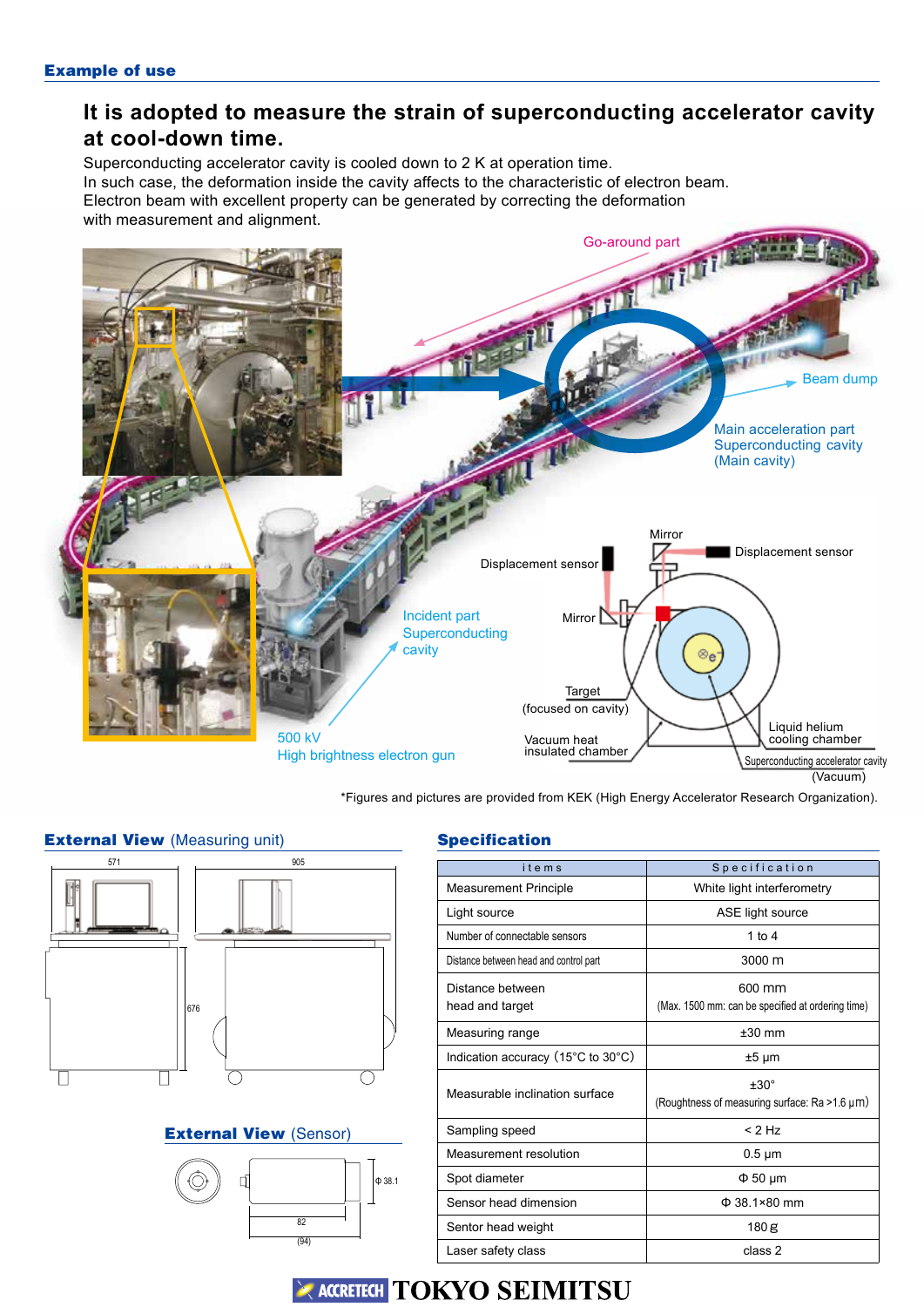## Example of use

### It is adopted to measure the strain of superconducting accelerator cavity at cool-down time.

Superconducting accelerator cavity is cooled down to 2 K at operation time.
In such case, the deformation inside the cavity affects to the characteristic of electron beam.
Electron beam with excellent property can be generated by correcting the deformation with measurement and alignment.

Go-around part

Beam dump

Main acceleration part Superconducting cavity (Main cavity)

Incident part Superconducting cavity

500 kV High brightness electron gun

Displacement sensor

Mirror

Displacement sensor

Mirror

Target (focused on cavity)

Vacuum heat insulated chamber

Liquid helium cooling chamber

Superconducting accelerator cavity (Vacuum)

*Figures and pictures are provided from KEK (High Energy Accelerator Research Organization).

## External View (Measuring unit)

571

905

676

## External View (Sensor)

Φ 38.1

82

(94)

## Specification

| items | Specification |
|---|---|
| Measurement Principle | White light interferometry |
| Light source | ASE light source |
| Number of connectable sensors | 1 to 4 |
| Distance between head and control part | 3000 m |
| Distance between head and target | 600 mm (Max. 1500 mm: can be specified at ordering time) |
| Measuring range | ±30 mm |
| Indication accuracy（15°C to 30°C） | ±5 μm |
| Measurable inclination surface | ±30° (Roughtness of measuring surface: Ra >1.6 μm) |
| Sampling speed | < 2 Hz |
| Measurement resolution | 0.5 μm |
| Spot diameter | Φ 50 μm |
| Sensor head dimension | Φ 38.1×80 mm |
| Sentor head weight | 180 g |
| Laser safety class | class 2 |

ACCRETECH TOKYO SEIMITSU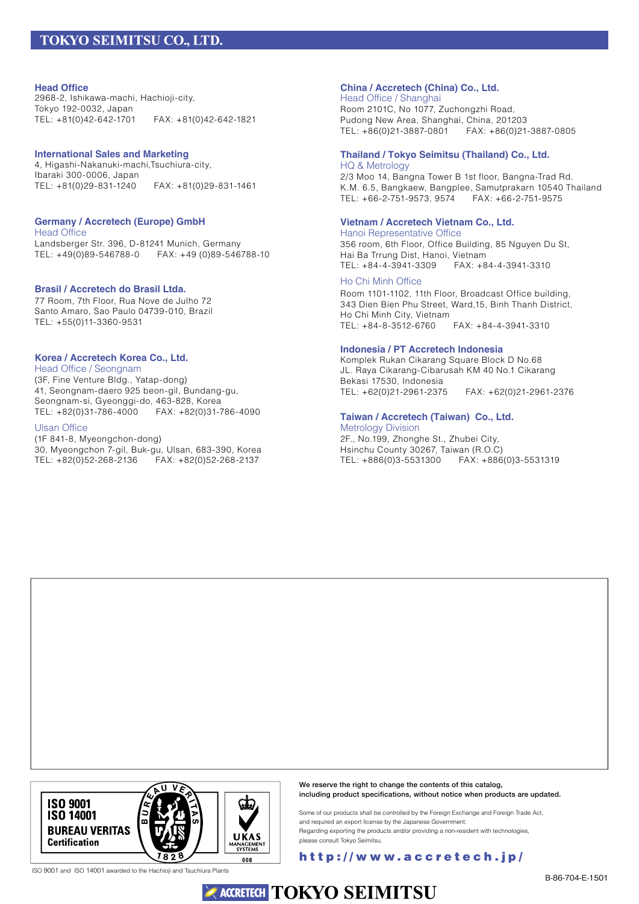# TOKYO SEIMITSU CO., LTD.

**Head Office**
2968-2, Ishikawa-machi, Hachioji-city,
Tokyo 192-0032, Japan
TEL: +81(0)42-642-1701 FAX: +81(0)42-642-1821

**International Sales and Marketing**
4, Higashi-Nakanuki-machi,Tsuchiura-city,
Ibaraki 300-0006, Japan
TEL: +81(0)29-831-1240 FAX: +81(0)29-831-1461

**Germany / Accretech (Europe) GmbH**
Head Office
Landsberger Str. 396, D-81241 Munich, Germany
TEL: +49(0)89-546788-0 FAX: +49 (0)89-546788-10

**Brasil / Accretech do Brasil Ltda.**
77 Room, 7th Floor, Rua Nove de Julho 72
Santo Amaro, Sao Paulo 04739-010, Brazil
TEL: +55(0)11-3360-9531

**Korea / Accretech Korea Co., Ltd.**
Head Office / Seongnam
(3F, Fine Venture Bldg., Yatap-dong)
41, Seongnam-daero 925 beon-gil, Bundang-gu,
Seongnam-si, Gyeonggi-do, 463-828, Korea
TEL: +82(0)31-786-4000 FAX: +82(0)31-786-4090

Ulsan Office
(1F 841-8, Myeongchon-dong)
30, Myeongchon 7-gil, Buk-gu, Ulsan, 683-390, Korea
TEL: +82(0)52-268-2136 FAX: +82(0)52-268-2137

**China / Accretech (China) Co., Ltd.**
Head Office / Shanghai
Room 2101C, No 1077, Zuchongzhi Road,
Pudong New Area, Shanghai, China, 201203
TEL: +86(0)21-3887-0801 FAX: +86(0)21-3887-0805

**Thailand / Tokyo Seimitsu (Thailand) Co., Ltd.**
HQ & Metrology
2/3 Moo 14, Bangna Tower B 1st floor, Bangna-Trad Rd.
K.M. 6.5, Bangkaew, Bangplee, Samutprakarn 10540 Thailand
TEL: +66-2-751-9573, 9574 FAX: +66-2-751-9575

**Vietnam / Accretech Vietnam Co., Ltd.**
Hanoi Representative Office
356 room, 6th Floor, Office Building, 85 Nguyen Du St,
Hai Ba Trrung Dist, Hanoi, Vietnam
TEL: +84-4-3941-3309 FAX: +84-4-3941-3310

Ho Chi Minh Office
Room 1101-1102, 11th Floor, Broadcast Office building,
343 Dien Bien Phu Street, Ward,15, Binh Thanh District,
Ho Chi Minh City, Vietnam
TEL: +84-8-3512-6760 FAX: +84-4-3941-3310

**Indonesia / PT Accretech Indonesia**
Komplek Rukan Cikarang Square Block D No.68
JL. Raya Cikarang-Cibarusah KM 40 No.1 Cikarang
Bekasi 17530, Indonesia
TEL: +62(0)21-2961-2375 FAX: +62(0)21-2961-2376

**Taiwan / Accretech (Taiwan) Co., Ltd.**
Metrology Division
2F., No.179, Zhonghe St., Zhubei City,
Hsinchu County 30267, Taiwan (R.O.C)
TEL: +886(0)3-5531300 FAX: +886(0)3-5531319

ISO 9001
ISO 14001
BUREAU VERITAS
Certification

UKAS MANAGEMENT SYSTEMS 008

ISO 9001 and ISO 14001 awarded to the Hachioji and Tsuchiura Plants

**We reserve the right to change the contents of this catalog, including product specifications, without notice when products are updated.**

Some of our products shall be controlled by the Foreign Exchange and Foreign Trade Act, and required an export license by the Japanese Government.
Regarding exporting the products and/or providing a non-resident with technologies, please consult Tokyo Seimitsu.

**http://www.accretech.jp/**

B-86-704-E-1501

ACCRETECH TOKYO SEIMITSU